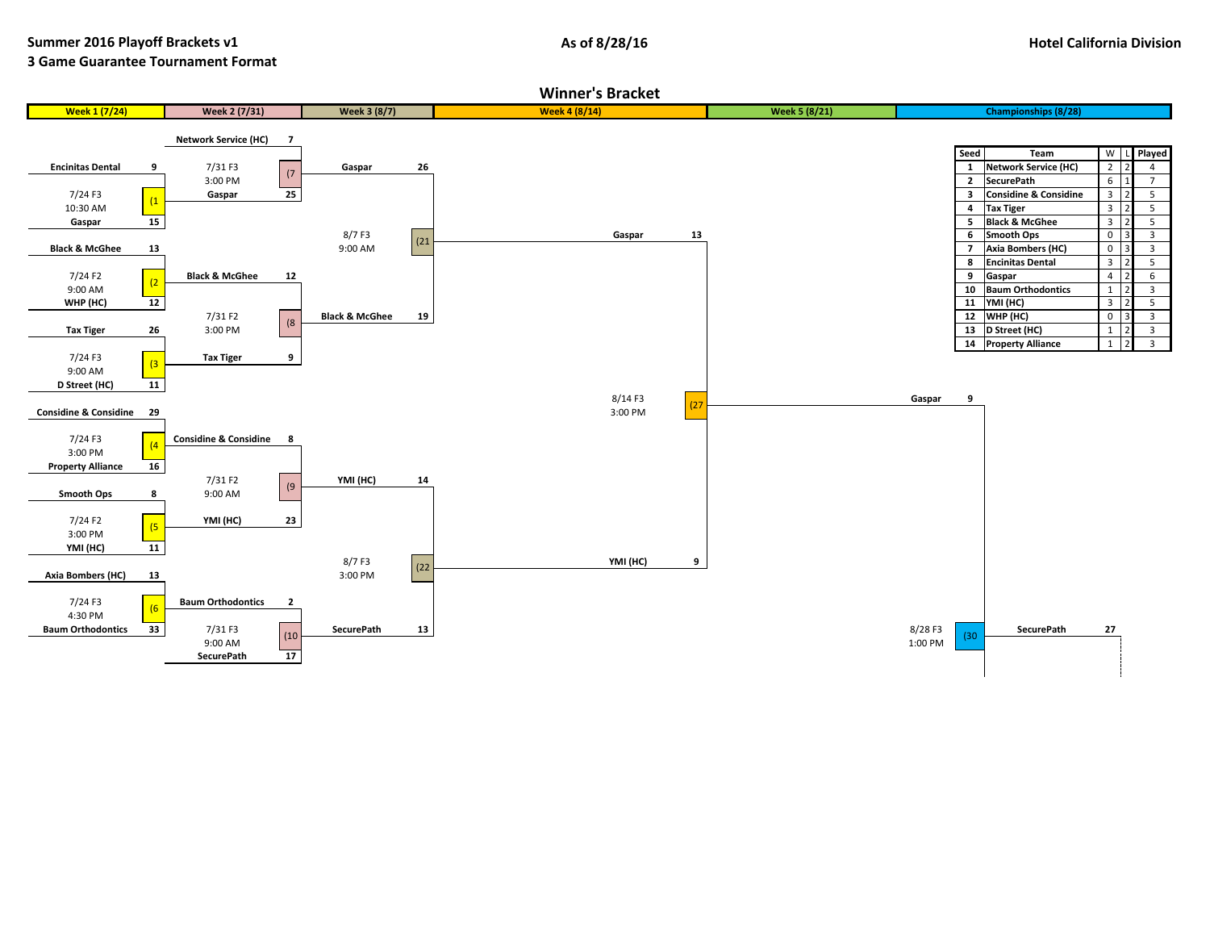**Summer 2016 Playoff Brackets v1**
**3 Game Guarantee Tournament Format**

**As of 8/28/16**

**Hotel California Division**

## Winner's Bracket

| Week 1 (7/24) | Week 2 (7/31) | Week 3 (8/7) | Week 4 (8/14) | Week 5 (8/21) | Championships (8/28) |
|---|---|---|---|---|---|

### Week 1 (7/24)

| Game | Date/Time | Team | Score |
|---|---|---|---|
| (1 | 7/24 F3 10:30 AM | Encinitas Dental | 9 |
| | | Gaspar | 15 |
| (2 | 7/24 F2 9:00 AM | Black & McGhee | 13 |
| | | WHP (HC) | 12 |
| (3 | 7/24 F3 9:00 AM | Tax Tiger | 26 |
| | | D Street (HC) | 11 |
| (4 | 7/24 F3 3:00 PM | Considine & Considine | 29 |
| | | Property Alliance | 16 |
| (5 | 7/24 F2 3:00 PM | Smooth Ops | 8 |
| | | YMI (HC) | 11 |
| (6 | 7/24 F3 4:30 PM | Axia Bombers (HC) | 13 |
| | | Baum Orthodontics | 33 |

### Week 2 (7/31)

| Game | Date/Time | Team | Score |
|---|---|---|---|
| (7 | 7/31 F3 3:00 PM | Network Service (HC) | 7 |
| | | Gaspar | 25 |
| (8 | 7/31 F2 3:00 PM | Black & McGhee | 12 |
| | | Tax Tiger | 9 |
| (9 | 7/31 F2 9:00 AM | Considine & Considine | 8 |
| | | YMI (HC) | 23 |
| (10 | 7/31 F3 9:00 AM | Baum Orthodontics | 2 |
| | | SecurePath | 17 |

### Week 3 (8/7)

| Game | Date/Time | Team | Score |
|---|---|---|---|
| (21 | 8/7 F3 9:00 AM | Gaspar | 26 |
| | | Black & McGhee | 19 |
| (22 | 8/7 F3 3:00 PM | YMI (HC) | 14 |
| | | SecurePath | 13 |

### Week 4 (8/14)

| Game | Date/Time | Team | Score |
|---|---|---|---|
| (27 | 8/14 F3 3:00 PM | Gaspar | 13 |
| | | YMI (HC) | 9 |

### Championships (8/28)

| Game | Date/Time | Team | Score |
|---|---|---|---|
| (30 | 8/28 F3 1:00 PM | Gaspar | 9 |
| | | SecurePath | 27 |

### Standings

| Seed | Team | W | L | Played |
|---|---|---|---|---|
| 1 | Network Service (HC) | 2 | 2 | 4 |
| 2 | SecurePath | 6 | 1 | 7 |
| 3 | Considine & Considine | 3 | 2 | 5 |
| 4 | Tax Tiger | 3 | 2 | 5 |
| 5 | Black & McGhee | 3 | 2 | 5 |
| 6 | Smooth Ops | 0 | 3 | 3 |
| 7 | Axia Bombers (HC) | 0 | 3 | 3 |
| 8 | Encinitas Dental | 3 | 2 | 5 |
| 9 | Gaspar | 4 | 2 | 6 |
| 10 | Baum Orthodontics | 1 | 2 | 3 |
| 11 | YMI (HC) | 3 | 2 | 5 |
| 12 | WHP (HC) | 0 | 3 | 3 |
| 13 | D Street (HC) | 1 | 2 | 3 |
| 14 | Property Alliance | 1 | 2 | 3 |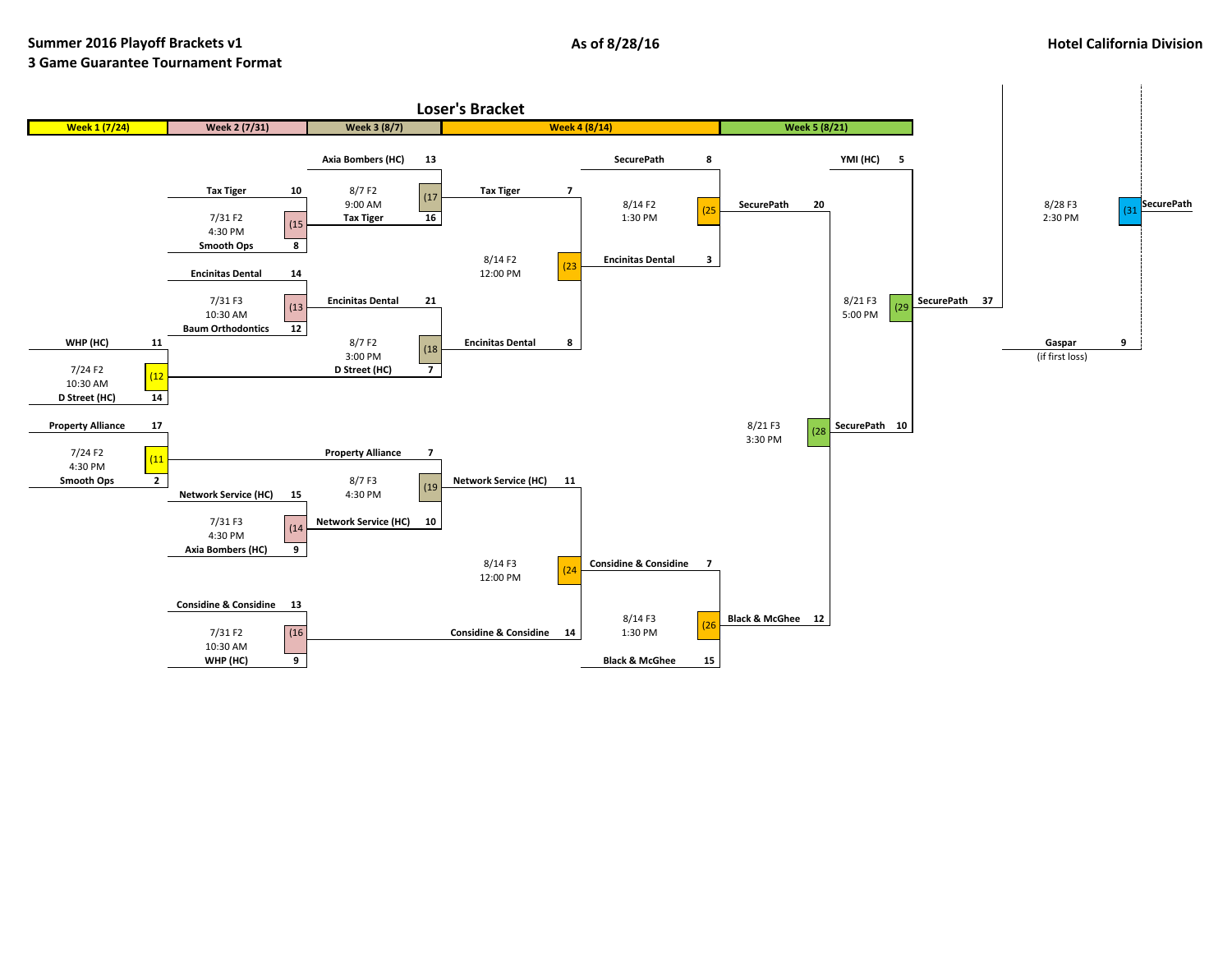**Summer 2016 Playoff Brackets v1**
**3 Game Guarantee Tournament Format**

**As of 8/28/16**

**Hotel California Division**

## Loser's Bracket

| Week 1 (7/24) | Week 2 (7/31) | Week 3 (8/7) | Week 4 (8/14) | Week 5 (8/21) |
|---|---|---|---|---|

**Game (11)** — 7/24 F2, 4:30 PM
Property Alliance 17
Smooth Ops 2

**Game (12)** — 7/24 F2, 10:30 AM
WHP (HC) 11
D Street (HC) 14

**Game (13)** — 7/31 F3, 10:30 AM
Encinitas Dental 14
Baum Orthodontics 12

**Game (14)** — 7/31 F3, 4:30 PM
Network Service (HC) 15
Axia Bombers (HC) 9

**Game (15)** — 7/31 F2, 4:30 PM
Tax Tiger 10
Smooth Ops 8

**Game (16)** — 7/31 F2, 10:30 AM
Considine & Considine 13
WHP (HC) 9

**Game (17)** — 8/7 F2, 9:00 AM
Axia Bombers (HC) 13
Tax Tiger 16

**Game (18)** — 8/7 F2, 3:00 PM
Encinitas Dental 21
D Street (HC) 7

**Game (19)** — 8/7 F3, 4:30 PM
Property Alliance 7
Network Service (HC) 10

**Game (23)** — 8/14 F2, 12:00 PM
Tax Tiger 7
Encinitas Dental 8

**Game (24)** — 8/14 F3, 12:00 PM
Network Service (HC) 11
Considine & Considine 14

**Game (25)** — 8/14 F2, 1:30 PM
SecurePath 8
Encinitas Dental 3

**Game (26)** — 8/14 F3, 1:30 PM
Considine & Considine 7
Black & McGhee 15

**Game (28)** — 8/21 F3, 3:30 PM
SecurePath 20
Black & McGhee 12

**Game (29)** — 8/21 F3, 5:00 PM
YMI (HC) 5
SecurePath 10

**Game (31)** — 8/28 F3, 2:30 PM
SecurePath 37
Gaspar 9
(if first loss)

Winner: SecurePath